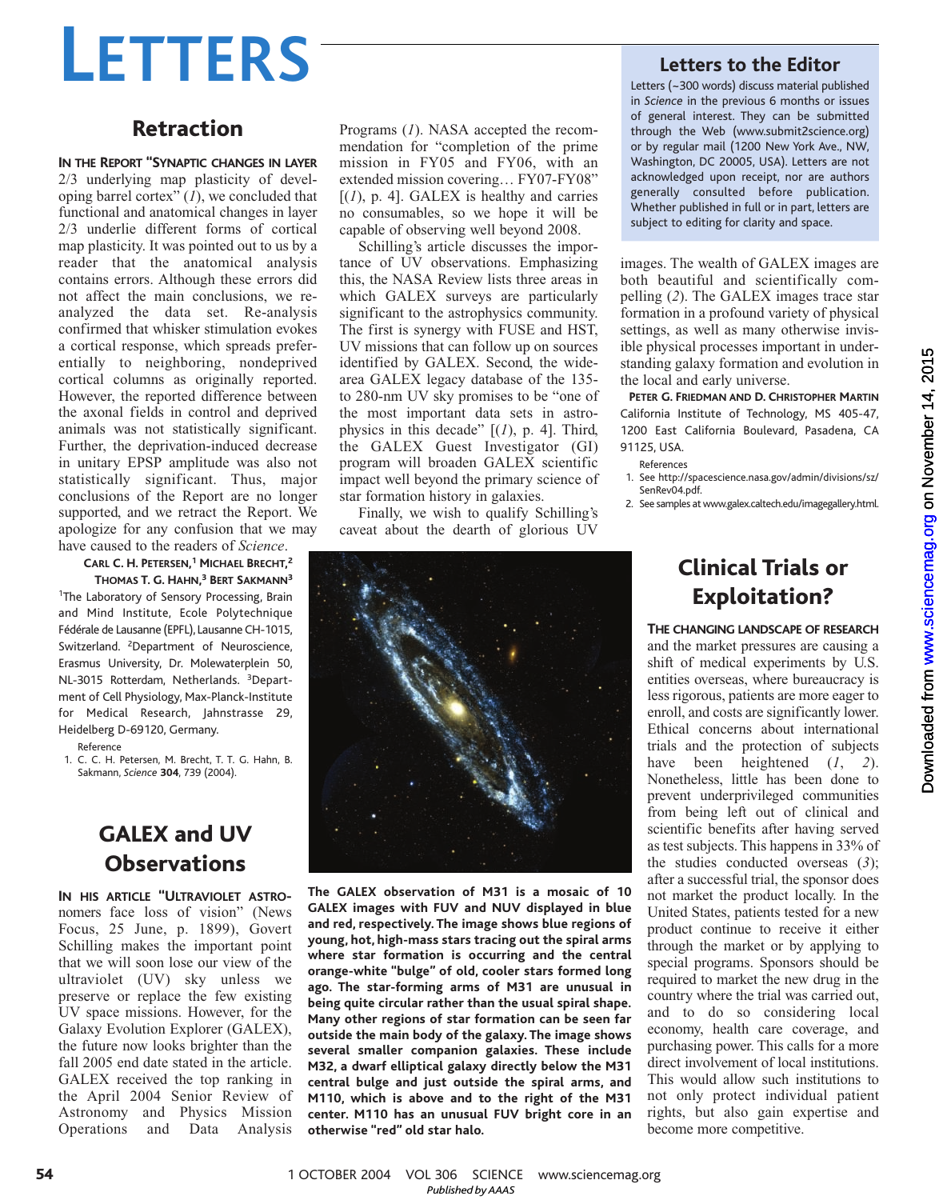# LETTERS

## Retraction

**IN THE REPORT "SYNAPTIC CHANGES IN LAYER** 2/3 underlying map plasticity of developing barrel cortex" (*1*), we concluded that functional and anatomical changes in layer 2/3 underlie different forms of cortical map plasticity. It was pointed out to us by a reader that the anatomical analysis contains errors. Although these errors did not affect the main conclusions, we reanalyzed the data set. Re-analysis confirmed that whisker stimulation evokes a cortical response, which spreads preferentially to neighboring, nondeprived cortical columns as originally reported. However, the reported difference between the axonal fields in control and deprived animals was not statistically significant. Further, the deprivation-induced decrease in unitary EPSP amplitude was also not statistically significant. Thus, major conclusions of the Report are no longer supported, and we retract the Report. We apologize for any confusion that we may have caused to the readers of *Science*.

**CARL C. H. PETERSEN,[1] MICHAEL BRECHT,[2] THOMAS T. G. HAHN,[3] BERT SAKMANN[3]**

[1]The Laboratory of Sensory Processing, Brain and Mind Institute, Ecole Polytechnique Fédérale de Lausanne (EPFL), Lausanne CH-1015, Switzerland. [2]Department of Neuroscience, Erasmus University, Dr. Molewaterplein 50, NL-3015 Rotterdam, Netherlands. [3]Department of Cell Physiology, Max-Planck-Institute for Medical Research, Jahnstrasse 29, Heidelberg D-69120, Germany.

Reference

1. C. C. H. Petersen, M. Brecht, T. T. G. Hahn, B. Sakmann, *Science* **304**, 739 (2004).

## GALEX and UV Observations

**IN HIS ARTICLE "ULTRAVIOLET ASTRONOMERS** face loss of vision" (News Focus, 25 June, p. 1899), Govert Schilling makes the important point that we will soon lose our view of the ultraviolet (UV) sky unless we preserve or replace the few existing UV space missions. However, for the Galaxy Evolution Explorer (GALEX), the future now looks brighter than the fall 2005 end date stated in the article. GALEX received the top ranking in the April 2004 Senior Review of Astronomy and Physics Mission Operations and Data Analysis Programs (*1*). NASA accepted the recommendation for "completion of the prime mission in FY05 and FY06, with an extended mission covering… FY07-FY08" [(*1*), p. 4]. GALEX is healthy and carries no consumables, so we hope it will be capable of observing well beyond 2008.

Schilling's article discusses the importance of UV observations. Emphasizing this, the NASA Review lists three areas in which GALEX surveys are particularly significant to the astrophysics community. The first is synergy with FUSE and HST, UV missions that can follow up on sources identified by GALEX. Second, the wide-area GALEX legacy database of the 135- to 280-nm UV sky promises to be "one of the most important data sets in astrophysics in this decade" [(*1*), p. 4]. Third, the GALEX Guest Investigator (GI) program will broaden GALEX scientific impact well beyond the primary science of star formation history in galaxies.

Finally, we wish to qualify Schilling's caveat about the dearth of glorious UV images. The wealth of GALEX images are both beautiful and scientifically compelling (*2*). The GALEX images trace star formation in a profound variety of physical settings, as well as many otherwise invisible physical processes important in understanding galaxy formation and evolution in the local and early universe.

**The GALEX observation of M31 is a mosaic of 10 GALEX images with FUV and NUV displayed in blue and red, respectively. The image shows blue regions of young, hot, high-mass stars tracing out the spiral arms where star formation is occurring and the central orange-white "bulge" of old, cooler stars formed long ago. The star-forming arms of M31 are unusual in being quite circular rather than the usual spiral shape. Many other regions of star formation can be seen far outside the main body of the galaxy. The image shows several smaller companion galaxies. These include M32, a dwarf elliptical galaxy directly below the M31 central bulge and just outside the spiral arms, and M110, which is above and to the right of the M31 center. M110 has an unusual FUV bright core in an otherwise "red" old star halo.**

**PETER G. FRIEDMAN AND D. CHRISTOPHER MARTIN**

California Institute of Technology, MS 405-47, 1200 East California Boulevard, Pasadena, CA 91125, USA.

References

1. See http://spacescience.nasa.gov/admin/divisions/sz/SenRev04.pdf.
2. See samples at www.galex.caltech.edu/imagegallery.html.

## Letters to the Editor

Letters (~300 words) discuss material published in *Science* in the previous 6 months or issues of general interest. They can be submitted through the Web (www.submit2science.org) or by regular mail (1200 New York Ave., NW, Washington, DC 20005, USA). Letters are not acknowledged upon receipt, nor are authors generally consulted before publication. Whether published in full or in part, letters are subject to editing for clarity and space.

## Clinical Trials or Exploitation?

**THE CHANGING LANDSCAPE OF RESEARCH** and the market pressures are causing a shift of medical experiments by U.S. entities overseas, where bureaucracy is less rigorous, patients are more eager to enroll, and costs are significantly lower. Ethical concerns about international trials and the protection of subjects have been heightened (*1*, *2*). Nonetheless, little has been done to prevent underprivileged communities from being left out of clinical and scientific benefits after having served as test subjects. This happens in 33% of the studies conducted overseas (*3*); after a successful trial, the sponsor does not market the product locally. In the United States, patients tested for a new product continue to receive it either through the market or by applying to special programs. Sponsors should be required to market the new drug in the country where the trial was carried out, and to do so considering local economy, health care coverage, and purchasing power. This calls for a more direct involvement of local institutions. This would allow such institutions to not only protect individual patient rights, but also gain expertise and become more competitive.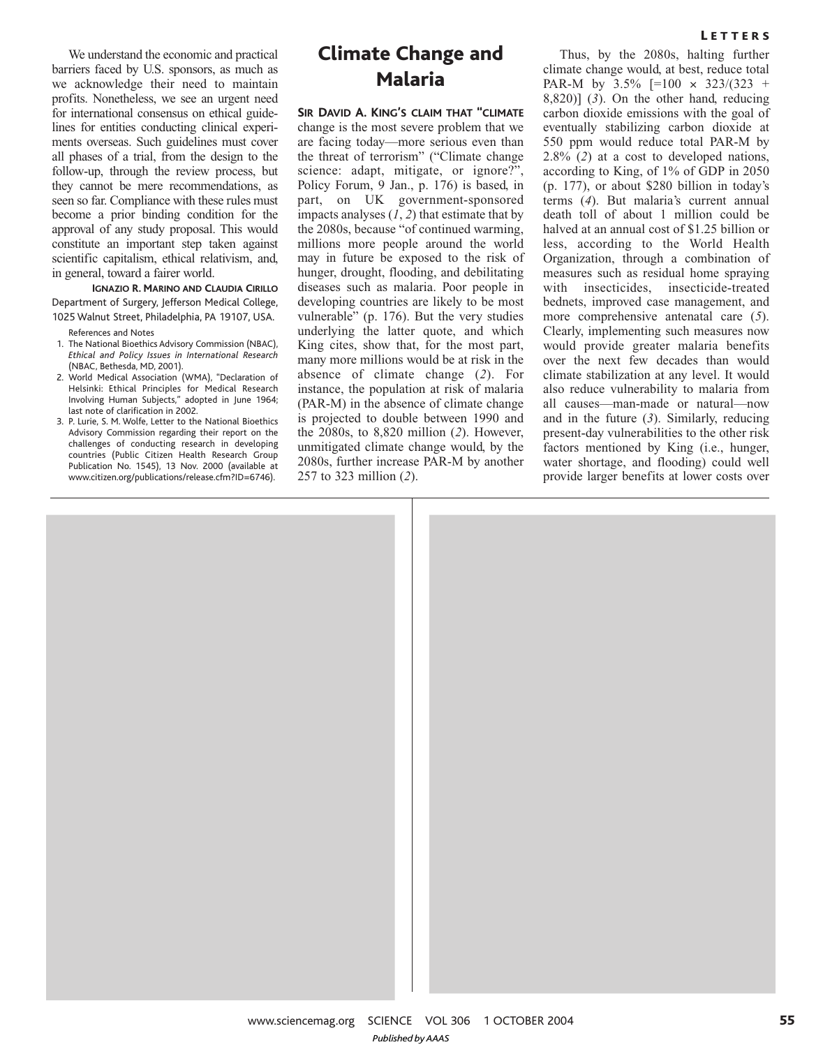We understand the economic and practical barriers faced by U.S. sponsors, as much as we acknowledge their need to maintain profits. Nonetheless, we see an urgent need for international consensus on ethical guidelines for entities conducting clinical experiments overseas. Such guidelines must cover all phases of a trial, from the design to the follow-up, through the review process, but they cannot be mere recommendations, as seen so far. Compliance with these rules must become a prior binding condition for the approval of any study proposal. This would constitute an important step taken against scientific capitalism, ethical relativism, and, in general, toward a fairer world.

**IGNAZIO R. MARINO AND CLAUDIA CIRILLO**

Department of Surgery, Jefferson Medical College, 1025 Walnut Street, Philadelphia, PA 19107, USA.

References and Notes

1. The National Bioethics Advisory Commission (NBAC), *Ethical and Policy Issues in International Research* (NBAC, Bethesda, MD, 2001).
2. World Medical Association (WMA), "Declaration of Helsinki: Ethical Principles for Medical Research Involving Human Subjects," adopted in June 1964; last note of clarification in 2002.
3. P. Lurie, S. M. Wolfe, Letter to the National Bioethics Advisory Commission regarding their report on the challenges of conducting research in developing countries (Public Citizen Health Research Group Publication No. 1545), 13 Nov. 2000 (available at www.citizen.org/publications/release.cfm?ID=6746).

# Climate Change and Malaria

**SIR DAVID A. KING'S CLAIM THAT "CLIMATE** change is the most severe problem that we are facing today—more serious even than the threat of terrorism" ("Climate change science: adapt, mitigate, or ignore?", Policy Forum, 9 Jan., p. 176) is based, in part, on UK government-sponsored impacts analyses (*1*, *2*) that estimate that by the 2080s, because "of continued warming, millions more people around the world may in future be exposed to the risk of hunger, drought, flooding, and debilitating diseases such as malaria. Poor people in developing countries are likely to be most vulnerable" (p. 176). But the very studies underlying the latter quote, and which King cites, show that, for the most part, many more millions would be at risk in the absence of climate change (*2*). For instance, the population at risk of malaria (PAR-M) in the absence of climate change is projected to double between 1990 and the 2080s, to 8,820 million (*2*). However, unmitigated climate change would, by the 2080s, further increase PAR-M by another 257 to 323 million (*2*).

Thus, by the 2080s, halting further climate change would, at best, reduce total PAR-M by 3.5% [$=100 \times 323/(323 + 8{,}820)$] (*3*). On the other hand, reducing carbon dioxide emissions with the goal of eventually stabilizing carbon dioxide at 550 ppm would reduce total PAR-M by 2.8% (*2*) at a cost to developed nations, according to King, of 1% of GDP in 2050 (p. 177), or about $280 billion in today's terms (*4*). But malaria's current annual death toll of about 1 million could be halved at an annual cost of $1.25 billion or less, according to the World Health Organization, through a combination of measures such as residual home spraying with insecticides, insecticide-treated bednets, improved case management, and more comprehensive antenatal care (*5*). Clearly, implementing such measures now would provide greater malaria benefits over the next few decades than would climate stabilization at any level. It would also reduce vulnerability to malaria from all causes—man-made or natural—now and in the future (*3*). Similarly, reducing present-day vulnerabilities to the other risk factors mentioned by King (i.e., hunger, water shortage, and flooding) could well provide larger benefits at lower costs over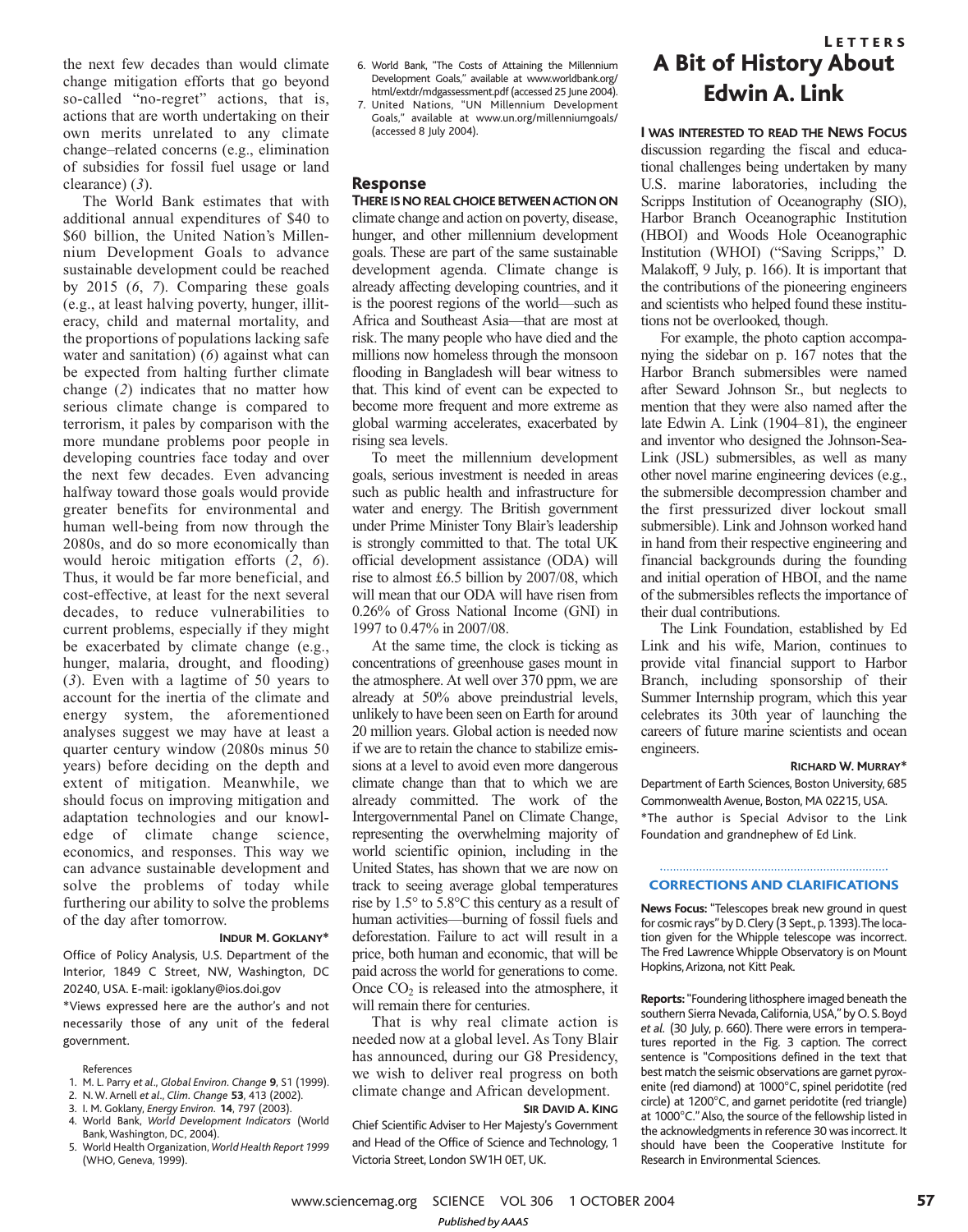the next few decades than would climate change mitigation efforts that go beyond so-called "no-regret" actions, that is, actions that are worth undertaking on their own merits unrelated to any climate change–related concerns (e.g., elimination of subsidies for fossil fuel usage or land clearance) (*3*).

The World Bank estimates that with additional annual expenditures of $40 to $60 billion, the United Nation's Millennium Development Goals to advance sustainable development could be reached by 2015 (*6*, *7*). Comparing these goals (e.g., at least halving poverty, hunger, illiteracy, child and maternal mortality, and the proportions of populations lacking safe water and sanitation) (*6*) against what can be expected from halting further climate change (*2*) indicates that no matter how serious climate change is compared to terrorism, it pales by comparison with the more mundane problems poor people in developing countries face today and over the next few decades. Even advancing halfway toward those goals would provide greater benefits for environmental and human well-being from now through the 2080s, and do so more economically than would heroic mitigation efforts (*2*, *6*). Thus, it would be far more beneficial, and cost-effective, at least for the next several decades, to reduce vulnerabilities to current problems, especially if they might be exacerbated by climate change (e.g., hunger, malaria, drought, and flooding) (*3*). Even with a lagtime of 50 years to account for the inertia of the climate and energy system, the aforementioned analyses suggest we may have at least a quarter century window (2080s minus 50 years) before deciding on the depth and extent of mitigation. Meanwhile, we should focus on improving mitigation and adaptation technologies and our knowledge of climate change science, economics, and responses. This way we can advance sustainable development and solve the problems of today while furthering our ability to solve the problems of the day after tomorrow.

**INDUR M. GOKLANY***

Office of Policy Analysis, U.S. Department of the Interior, 1849 C Street, NW, Washington, DC 20240, USA. E-mail: igoklany@ios.doi.gov

*Views expressed here are the author's and not necessarily those of any unit of the federal government.

References

1. M. L. Parry *et al.*, *Global Environ. Change* **9**, S1 (1999).
2. N. W. Arnell *et al.*, *Clim. Change* **53**, 413 (2002).
3. I. M. Goklany, *Energy Environ.* **14**, 797 (2003).
4. World Bank, *World Development Indicators* (World Bank, Washington, DC, 2004).
5. World Health Organization, *World Health Report 1999* (WHO, Geneva, 1999).
6. World Bank, "The Costs of Attaining the Millennium Development Goals," available at www.worldbank.org/html/extdr/mdgassessment.pdf (accessed 25 June 2004).
7. United Nations, "UN Millennium Development Goals," available at www.un.org/millenniumgoals/ (accessed 8 July 2004).

## Response

**THERE IS NO REAL CHOICE BETWEEN ACTION ON** climate change and action on poverty, disease, hunger, and other millennium development goals. These are part of the same sustainable development agenda. Climate change is already affecting developing countries, and it is the poorest regions of the world—such as Africa and Southeast Asia—that are most at risk. The many people who have died and the millions now homeless through the monsoon flooding in Bangladesh will bear witness to that. This kind of event can be expected to become more frequent and more extreme as global warming accelerates, exacerbated by rising sea levels.

To meet the millennium development goals, serious investment is needed in areas such as public health and infrastructure for water and energy. The British government under Prime Minister Tony Blair's leadership is strongly committed to that. The total UK official development assistance (ODA) will rise to almost £6.5 billion by 2007/08, which will mean that our ODA will have risen from 0.26% of Gross National Income (GNI) in 1997 to 0.47% in 2007/08.

At the same time, the clock is ticking as concentrations of greenhouse gases mount in the atmosphere. At well over 370 ppm, we are already at 50% above preindustrial levels, unlikely to have been seen on Earth for around 20 million years. Global action is needed now if we are to retain the chance to stabilize emissions at a level to avoid even more dangerous climate change than that to which we are already committed. The work of the Intergovernmental Panel on Climate Change, representing the overwhelming majority of world scientific opinion, including in the United States, has shown that we are now on track to seeing average global temperatures rise by 1.5° to 5.8°C this century as a result of human activities—burning of fossil fuels and deforestation. Failure to act will result in a price, both human and economic, that will be paid across the world for generations to come. Once $CO_2$ is released into the atmosphere, it will remain there for centuries.

That is why real climate action is needed now at a global level. As Tony Blair has announced, during our G8 Presidency, we wish to deliver real progress on both climate change and African development.

**SIR DAVID A. KING**

Chief Scientific Adviser to Her Majesty's Government and Head of the Office of Science and Technology, 1 Victoria Street, London SW1H 0ET, UK.

# A Bit of History About Edwin A. Link

**I WAS INTERESTED TO READ THE NEWS FOCUS** discussion regarding the fiscal and educational challenges being undertaken by many U.S. marine laboratories, including the Scripps Institution of Oceanography (SIO), Harbor Branch Oceanographic Institution (HBOI) and Woods Hole Oceanographic Institution (WHOI) ("Saving Scripps," D. Malakoff, 9 July, p. 166). It is important that the contributions of the pioneering engineers and scientists who helped found these institutions not be overlooked, though.

For example, the photo caption accompanying the sidebar on p. 167 notes that the Harbor Branch submersibles were named after Seward Johnson Sr., but neglects to mention that they were also named after the late Edwin A. Link (1904–81), the engineer and inventor who designed the Johnson-Sea-Link (JSL) submersibles, as well as many other novel marine engineering devices (e.g., the submersible decompression chamber and the first pressurized diver lockout small submersible). Link and Johnson worked hand in hand from their respective engineering and financial backgrounds during the founding and initial operation of HBOI, and the name of the submersibles reflects the importance of their dual contributions.

The Link Foundation, established by Ed Link and his wife, Marion, continues to provide vital financial support to Harbor Branch, including sponsorship of their Summer Internship program, which this year celebrates its 30th year of launching the careers of future marine scientists and ocean engineers.

**RICHARD W. MURRAY***

Department of Earth Sciences, Boston University, 685 Commonwealth Avenue, Boston, MA 02215, USA.

*The author is Special Advisor to the Link Foundation and grandnephew of Ed Link.

## CORRECTIONS AND CLARIFICATIONS

**News Focus:** "Telescopes break new ground in quest for cosmic rays" by D. Clery (3 Sept., p. 1393). The location given for the Whipple telescope was incorrect. The Fred Lawrence Whipple Observatory is on Mount Hopkins, Arizona, not Kitt Peak.

**Reports:** "Foundering lithosphere imaged beneath the southern Sierra Nevada, California, USA," by O. S. Boyd *et al.* (30 July, p. 660). There were errors in temperatures reported in the Fig. 3 caption. The correct sentence is "Compositions defined in the text that best match the seismic observations are garnet pyroxenite (red diamond) at 1000°C, spinel peridotite (red circle) at 1200°C, and garnet peridotite (red triangle) at 1000°C." Also, the source of the fellowship listed in the acknowledgments in reference 30 was incorrect. It should have been the Cooperative Institute for Research in Environmental Sciences.